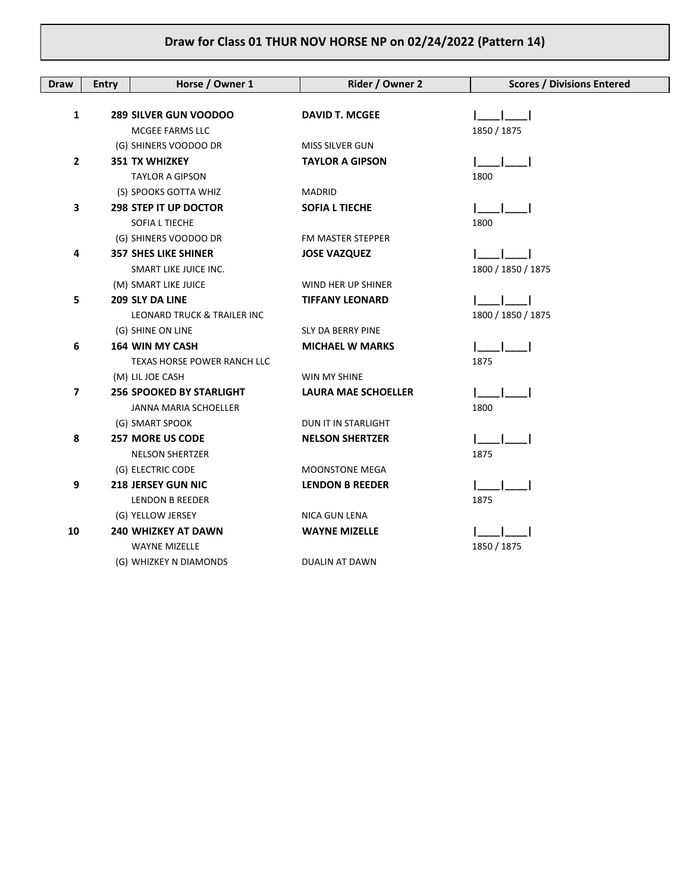# Draw for Class 01 THUR NOV HORSE NP on 02/24/2022 (Pattern 14)

| Draw | Entry | Horse / Owner 1 | Rider / Owner 2 | Scores / Divisions Entered |
|---|---|---|---|---|
| 1 | 289 | **SILVER GUN VOODOO** | **DAVID T. MCGEE** | \|\_\_\_\_\|\_\_\_\_\| |
| | | MCGEE FARMS LLC | | 1850 / 1875 |
| | | (G) SHINERS VOODOO DR | MISS SILVER GUN | |
| 2 | 351 | **TX WHIZKEY** | **TAYLOR A GIPSON** | \|\_\_\_\_\|\_\_\_\_\| |
| | | TAYLOR A GIPSON | | 1800 |
| | | (S) SPOOKS GOTTA WHIZ | MADRID | |
| 3 | 298 | **STEP IT UP DOCTOR** | **SOFIA L TIECHE** | \|\_\_\_\_\|\_\_\_\_\| |
| | | SOFIA L TIECHE | | 1800 |
| | | (G) SHINERS VOODOO DR | FM MASTER STEPPER | |
| 4 | 357 | **SHES LIKE SHINER** | **JOSE VAZQUEZ** | \|\_\_\_\_\|\_\_\_\_\| |
| | | SMART LIKE JUICE INC. | | 1800 / 1850 / 1875 |
| | | (M) SMART LIKE JUICE | WIND HER UP SHINER | |
| 5 | 209 | **SLY DA LINE** | **TIFFANY LEONARD** | \|\_\_\_\_\|\_\_\_\_\| |
| | | LEONARD TRUCK & TRAILER INC | | 1800 / 1850 / 1875 |
| | | (G) SHINE ON LINE | SLY DA BERRY PINE | |
| 6 | 164 | **WIN MY CASH** | **MICHAEL W MARKS** | \|\_\_\_\_\|\_\_\_\_\| |
| | | TEXAS HORSE POWER RANCH LLC | | 1875 |
| | | (M) LIL JOE CASH | WIN MY SHINE | |
| 7 | 256 | **SPOOKED BY STARLIGHT** | **LAURA MAE SCHOELLER** | \|\_\_\_\_\|\_\_\_\_\| |
| | | JANNA MARIA SCHOELLER | | 1800 |
| | | (G) SMART SPOOK | DUN IT IN STARLIGHT | |
| 8 | 257 | **MORE US CODE** | **NELSON SHERTZER** | \|\_\_\_\_\|\_\_\_\_\| |
| | | NELSON SHERTZER | | 1875 |
| | | (G) ELECTRIC CODE | MOONSTONE MEGA | |
| 9 | 218 | **JERSEY GUN NIC** | **LENDON B REEDER** | \|\_\_\_\_\|\_\_\_\_\| |
| | | LENDON B REEDER | | 1875 |
| | | (G) YELLOW JERSEY | NICA GUN LENA | |
| 10 | 240 | **WHIZKEY AT DAWN** | **WAYNE MIZELLE** | \|\_\_\_\_\|\_\_\_\_\| |
| | | WAYNE MIZELLE | | 1850 / 1875 |
| | | (G) WHIZKEY N DIAMONDS | DUALIN AT DAWN | |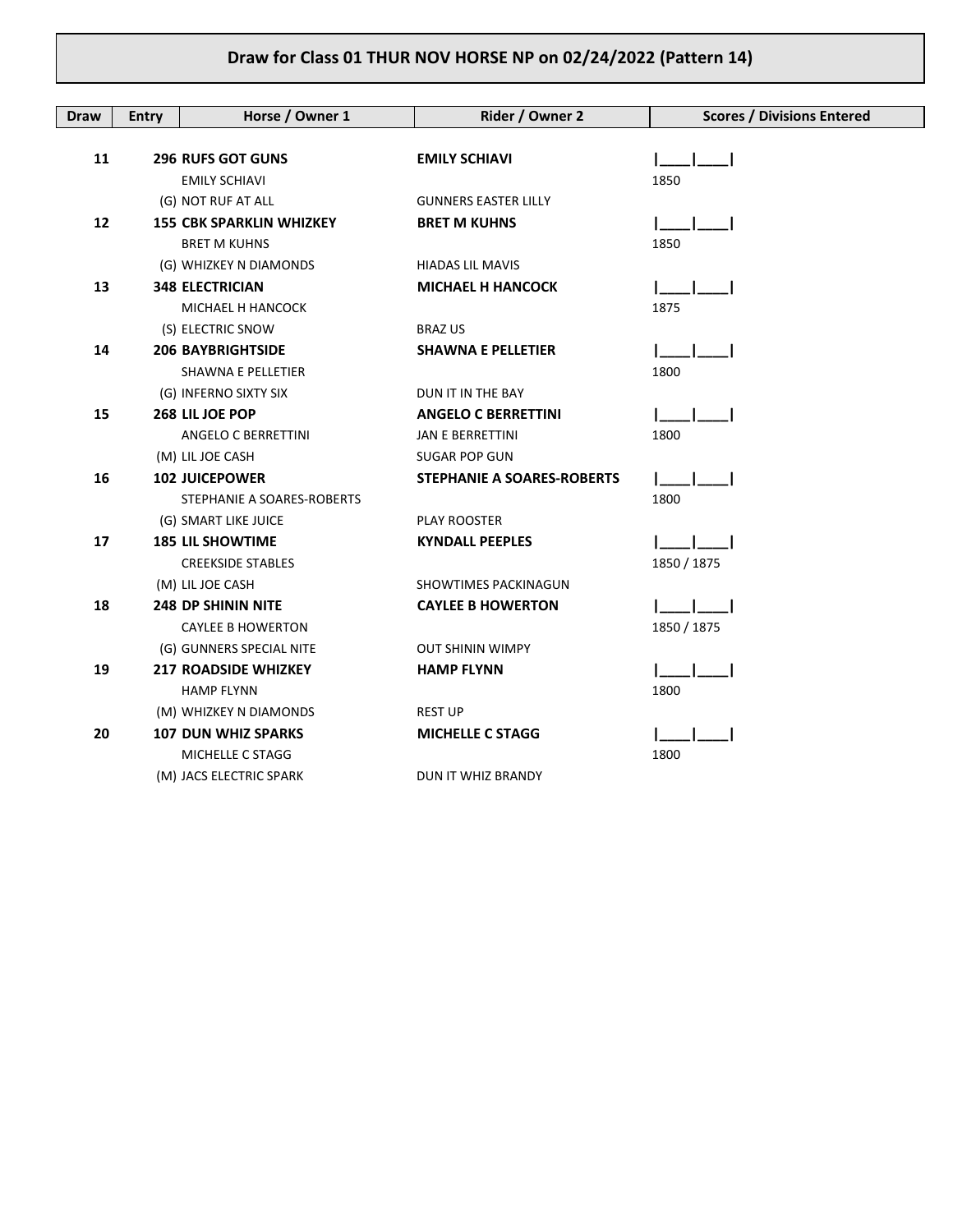# Draw for Class 01 THUR NOV HORSE NP on 02/24/2022 (Pattern 14)

| Draw | Entry | Horse / Owner 1 | Rider / Owner 2 | Scores / Divisions Entered |
|---|---|---|---|---|
| 11 | 296 | **RUFS GOT GUNS**<br>EMILY SCHIAVI<br>(G) NOT RUF AT ALL | **EMILY SCHIAVI**<br><br>GUNNERS EASTER LILLY | \|\_\_\_\_\|\_\_\_\_\|<br>1850 |
| 12 | 155 | **CBK SPARKLIN WHIZKEY**<br>BRET M KUHNS<br>(G) WHIZKEY N DIAMONDS | **BRET M KUHNS**<br><br>HIADAS LIL MAVIS | \|\_\_\_\_\|\_\_\_\_\|<br>1850 |
| 13 | 348 | **ELECTRICIAN**<br>MICHAEL H HANCOCK<br>(S) ELECTRIC SNOW | **MICHAEL H HANCOCK**<br><br>BRAZ US | \|\_\_\_\_\|\_\_\_\_\|<br>1875 |
| 14 | 206 | **BAYBRIGHTSIDE**<br>SHAWNA E PELLETIER<br>(G) INFERNO SIXTY SIX | **SHAWNA E PELLETIER**<br><br>DUN IT IN THE BAY | \|\_\_\_\_\|\_\_\_\_\|<br>1800 |
| 15 | 268 | **LIL JOE POP**<br>ANGELO C BERRETTINI<br>(M) LIL JOE CASH | **ANGELO C BERRETTINI**<br>JAN E BERRETTINI<br>SUGAR POP GUN | \|\_\_\_\_\|\_\_\_\_\|<br>1800 |
| 16 | 102 | **JUICEPOWER**<br>STEPHANIE A SOARES-ROBERTS<br>(G) SMART LIKE JUICE | **STEPHANIE A SOARES-ROBERTS**<br><br>PLAY ROOSTER | \|\_\_\_\_\|\_\_\_\_\|<br>1800 |
| 17 | 185 | **LIL SHOWTIME**<br>CREEKSIDE STABLES<br>(M) LIL JOE CASH | **KYNDALL PEEPLES**<br><br>SHOWTIMES PACKINAGUN | \|\_\_\_\_\|\_\_\_\_\|<br>1850 / 1875 |
| 18 | 248 | **DP SHININ NITE**<br>CAYLEE B HOWERTON<br>(G) GUNNERS SPECIAL NITE | **CAYLEE B HOWERTON**<br><br>OUT SHININ WIMPY | \|\_\_\_\_\|\_\_\_\_\|<br>1850 / 1875 |
| 19 | 217 | **ROADSIDE WHIZKEY**<br>HAMP FLYNN<br>(M) WHIZKEY N DIAMONDS | **HAMP FLYNN**<br><br>REST UP | \|\_\_\_\_\|\_\_\_\_\|<br>1800 |
| 20 | 107 | **DUN WHIZ SPARKS**<br>MICHELLE C STAGG<br>(M) JACS ELECTRIC SPARK | **MICHELLE C STAGG**<br><br>DUN IT WHIZ BRANDY | \|\_\_\_\_\|\_\_\_\_\|<br>1800 |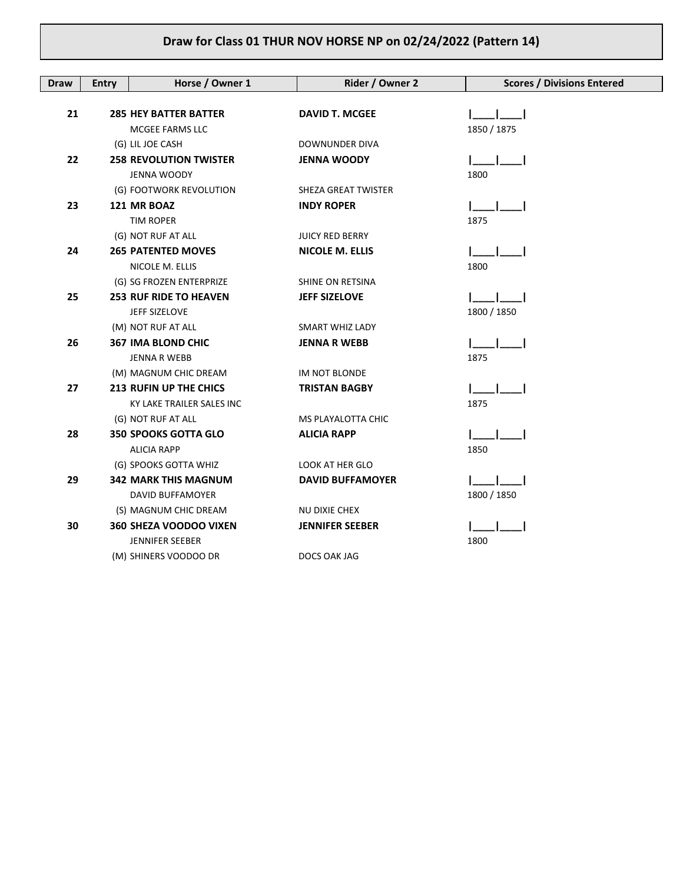## Draw for Class 01 THUR NOV HORSE NP on 02/24/2022 (Pattern 14)

| Draw | Entry | Horse / Owner 1 | Rider / Owner 2 | Scores / Divisions Entered |
|---|---|---|---|---|
| 21 | 285 | **HEY BATTER BATTER**<br>MCGEE FARMS LLC<br>(G) LIL JOE CASH | **DAVID T. MCGEE**<br><br>DOWNUNDER DIVA | \|____\|____\|<br>1850 / 1875 |
| 22 | 258 | **REVOLUTION TWISTER**<br>JENNA WOODY<br>(G) FOOTWORK REVOLUTION | **JENNA WOODY**<br><br>SHEZA GREAT TWISTER | \|____\|____\|<br>1800 |
| 23 | 121 | **MR BOAZ**<br>TIM ROPER<br>(G) NOT RUF AT ALL | **INDY ROPER**<br><br>JUICY RED BERRY | \|____\|____\|<br>1875 |
| 24 | 265 | **PATENTED MOVES**<br>NICOLE M. ELLIS<br>(G) SG FROZEN ENTERPRIZE | **NICOLE M. ELLIS**<br><br>SHINE ON RETSINA | \|____\|____\|<br>1800 |
| 25 | 253 | **RUF RIDE TO HEAVEN**<br>JEFF SIZELOVE<br>(M) NOT RUF AT ALL | **JEFF SIZELOVE**<br><br>SMART WHIZ LADY | \|____\|____\|<br>1800 / 1850 |
| 26 | 367 | **IMA BLOND CHIC**<br>JENNA R WEBB<br>(M) MAGNUM CHIC DREAM | **JENNA R WEBB**<br><br>IM NOT BLONDE | \|____\|____\|<br>1875 |
| 27 | 213 | **RUFIN UP THE CHICS**<br>KY LAKE TRAILER SALES INC<br>(G) NOT RUF AT ALL | **TRISTAN BAGBY**<br><br>MS PLAYALOTTA CHIC | \|____\|____\|<br>1875 |
| 28 | 350 | **SPOOKS GOTTA GLO**<br>ALICIA RAPP<br>(G) SPOOKS GOTTA WHIZ | **ALICIA RAPP**<br><br>LOOK AT HER GLO | \|____\|____\|<br>1850 |
| 29 | 342 | **MARK THIS MAGNUM**<br>DAVID BUFFAMOYER<br>(S) MAGNUM CHIC DREAM | **DAVID BUFFAMOYER**<br><br>NU DIXIE CHEX | \|____\|____\|<br>1800 / 1850 |
| 30 | 360 | **SHEZA VOODOO VIXEN**<br>JENNIFER SEEBER<br>(M) SHINERS VOODOO DR | **JENNIFER SEEBER**<br><br>DOCS OAK JAG | \|____\|____\|<br>1800 |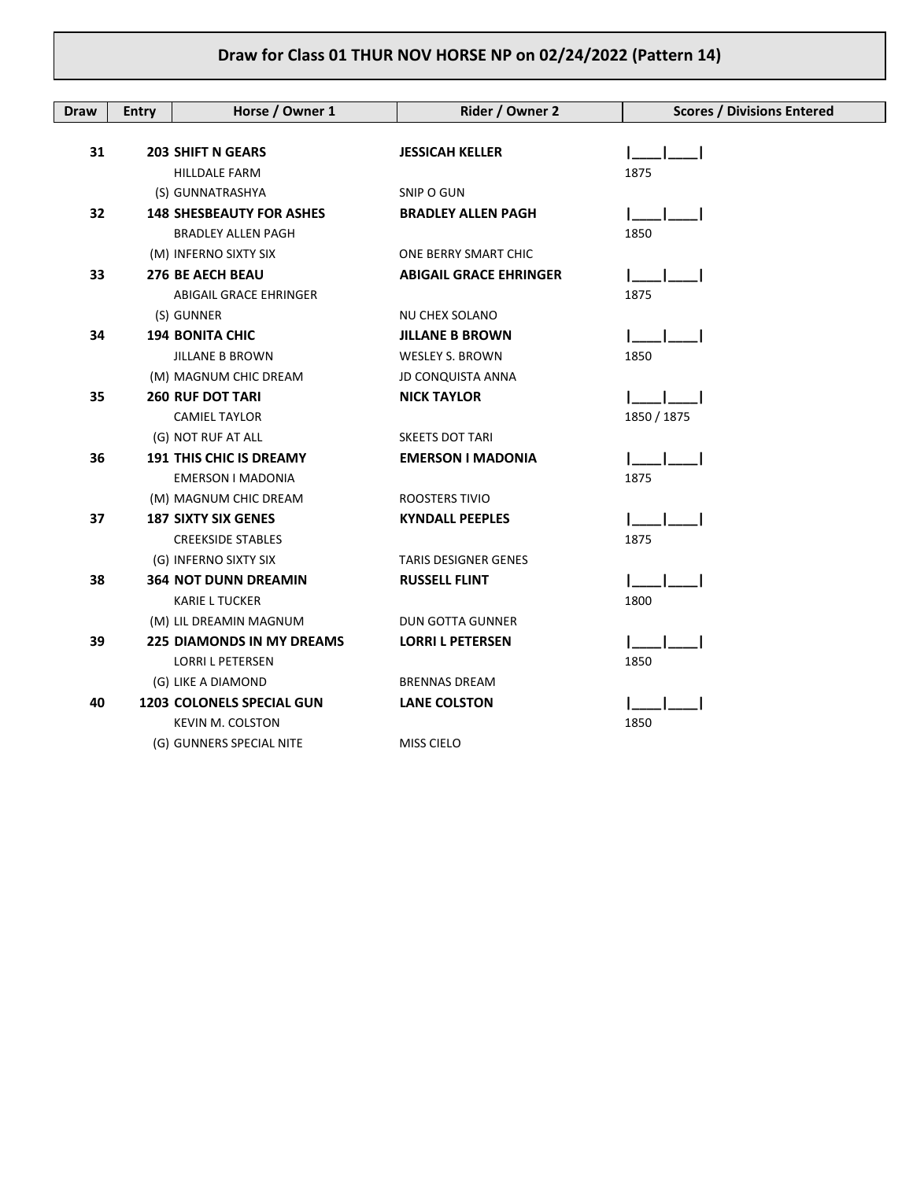# Draw for Class 01 THUR NOV HORSE NP on 02/24/2022 (Pattern 14)

| Draw | Entry | Horse / Owner 1 | Rider / Owner 2 | Scores / Divisions Entered |
|---|---|---|---|---|
| **31** | **203** | **SHIFT N GEARS** | **JESSICAH KELLER** | \|\_\_\_\_\|\_\_\_\_\| |
| | | HILLDALE FARM | | 1875 |
| | | (S) GUNNATRASHYA | SNIP O GUN | |
| **32** | **148** | **SHESBEAUTY FOR ASHES** | **BRADLEY ALLEN PAGH** | \|\_\_\_\_\|\_\_\_\_\| |
| | | BRADLEY ALLEN PAGH | | 1850 |
| | | (M) INFERNO SIXTY SIX | ONE BERRY SMART CHIC | |
| **33** | **276** | **BE AECH BEAU** | **ABIGAIL GRACE EHRINGER** | \|\_\_\_\_\|\_\_\_\_\| |
| | | ABIGAIL GRACE EHRINGER | | 1875 |
| | | (S) GUNNER | NU CHEX SOLANO | |
| **34** | **194** | **BONITA CHIC** | **JILLANE B BROWN** | \|\_\_\_\_\|\_\_\_\_\| |
| | | JILLANE B BROWN | WESLEY S. BROWN | 1850 |
| | | (M) MAGNUM CHIC DREAM | JD CONQUISTA ANNA | |
| **35** | **260** | **RUF DOT TARI** | **NICK TAYLOR** | \|\_\_\_\_\|\_\_\_\_\| |
| | | CAMIEL TAYLOR | | 1850 / 1875 |
| | | (G) NOT RUF AT ALL | SKEETS DOT TARI | |
| **36** | **191** | **THIS CHIC IS DREAMY** | **EMERSON I MADONIA** | \|\_\_\_\_\|\_\_\_\_\| |
| | | EMERSON I MADONIA | | 1875 |
| | | (M) MAGNUM CHIC DREAM | ROOSTERS TIVIO | |
| **37** | **187** | **SIXTY SIX GENES** | **KYNDALL PEEPLES** | \|\_\_\_\_\|\_\_\_\_\| |
| | | CREEKSIDE STABLES | | 1875 |
| | | (G) INFERNO SIXTY SIX | TARIS DESIGNER GENES | |
| **38** | **364** | **NOT DUNN DREAMIN** | **RUSSELL FLINT** | \|\_\_\_\_\|\_\_\_\_\| |
| | | KARIE L TUCKER | | 1800 |
| | | (M) LIL DREAMIN MAGNUM | DUN GOTTA GUNNER | |
| **39** | **225** | **DIAMONDS IN MY DREAMS** | **LORRI L PETERSEN** | \|\_\_\_\_\|\_\_\_\_\| |
| | | LORRI L PETERSEN | | 1850 |
| | | (G) LIKE A DIAMOND | BRENNAS DREAM | |
| **40** | **1203** | **COLONELS SPECIAL GUN** | **LANE COLSTON** | \|\_\_\_\_\|\_\_\_\_\| |
| | | KEVIN M. COLSTON | | 1850 |
| | | (G) GUNNERS SPECIAL NITE | MISS CIELO | |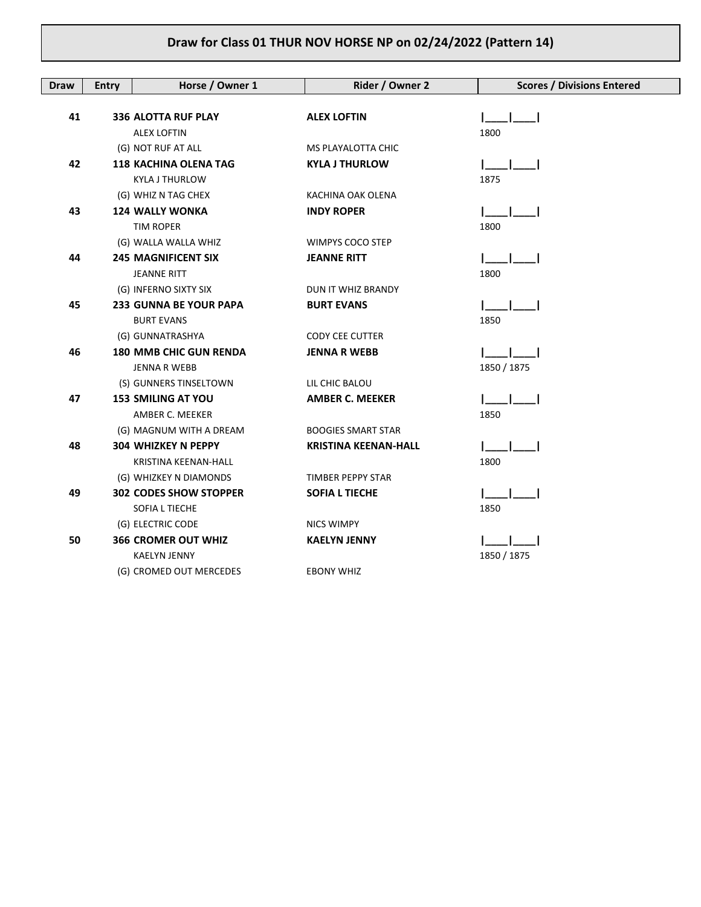# Draw for Class 01 THUR NOV HORSE NP on 02/24/2022 (Pattern 14)

| Draw | Entry | Horse / Owner 1 | Rider / Owner 2 | Scores / Divisions Entered |
|---|---|---|---|---|
| 41 | 336 | **ALOTTA RUF PLAY**<br>ALEX LOFTIN<br>(G) NOT RUF AT ALL | **ALEX LOFTIN**<br><br>MS PLAYALOTTA CHIC | \|\_\_\_\_\|\_\_\_\_\|<br>1800 |
| 42 | 118 | **KACHINA OLENA TAG**<br>KYLA J THURLOW<br>(G) WHIZ N TAG CHEX | **KYLA J THURLOW**<br><br>KACHINA OAK OLENA | \|\_\_\_\_\|\_\_\_\_\|<br>1875 |
| 43 | 124 | **WALLY WONKA**<br>TIM ROPER<br>(G) WALLA WALLA WHIZ | **INDY ROPER**<br><br>WIMPYS COCO STEP | \|\_\_\_\_\|\_\_\_\_\|<br>1800 |
| 44 | 245 | **MAGNIFICENT SIX**<br>JEANNE RITT<br>(G) INFERNO SIXTY SIX | **JEANNE RITT**<br><br>DUN IT WHIZ BRANDY | \|\_\_\_\_\|\_\_\_\_\|<br>1800 |
| 45 | 233 | **GUNNA BE YOUR PAPA**<br>BURT EVANS<br>(G) GUNNATRASHYA | **BURT EVANS**<br><br>CODY CEE CUTTER | \|\_\_\_\_\|\_\_\_\_\|<br>1850 |
| 46 | 180 | **MMB CHIC GUN RENDA**<br>JENNA R WEBB<br>(S) GUNNERS TINSELTOWN | **JENNA R WEBB**<br><br>LIL CHIC BALOU | \|\_\_\_\_\|\_\_\_\_\|<br>1850 / 1875 |
| 47 | 153 | **SMILING AT YOU**<br>AMBER C. MEEKER<br>(G) MAGNUM WITH A DREAM | **AMBER C. MEEKER**<br><br>BOOGIES SMART STAR | \|\_\_\_\_\|\_\_\_\_\|<br>1850 |
| 48 | 304 | **WHIZKEY N PEPPY**<br>KRISTINA KEENAN-HALL<br>(G) WHIZKEY N DIAMONDS | **KRISTINA KEENAN-HALL**<br><br>TIMBER PEPPY STAR | \|\_\_\_\_\|\_\_\_\_\|<br>1800 |
| 49 | 302 | **CODES SHOW STOPPER**<br>SOFIA L TIECHE<br>(G) ELECTRIC CODE | **SOFIA L TIECHE**<br><br>NICS WIMPY | \|\_\_\_\_\|\_\_\_\_\|<br>1850 |
| 50 | 366 | **CROMER OUT WHIZ**<br>KAELYN JENNY<br>(G) CROMED OUT MERCEDES | **KAELYN JENNY**<br><br>EBONY WHIZ | \|\_\_\_\_\|\_\_\_\_\|<br>1850 / 1875 |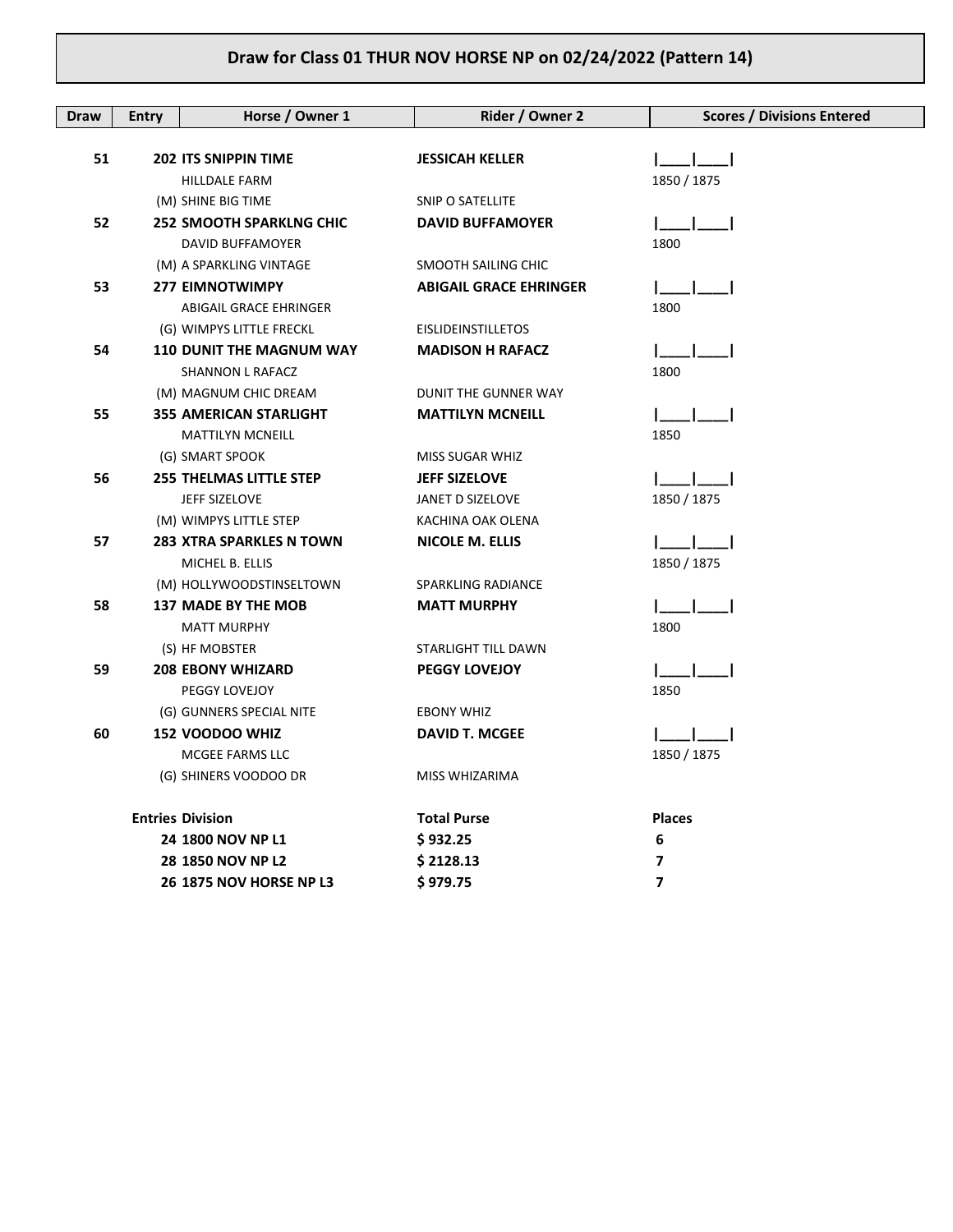## Draw for Class 01 THUR NOV HORSE NP on 02/24/2022 (Pattern 14)

| Draw | Entry | Horse / Owner 1 | Rider / Owner 2 | Scores / Divisions Entered |
|---|---|---|---|---|
| **51** | **202** | **ITS SNIPPIN TIME** | **JESSICAH KELLER** | \|\_\_\_\_\|\_\_\_\_\| |
| | | HILLDALE FARM | | 1850 / 1875 |
| | | (M) SHINE BIG TIME | SNIP O SATELLITE | |
| **52** | **252** | **SMOOTH SPARKLNG CHIC** | **DAVID BUFFAMOYER** | \|\_\_\_\_\|\_\_\_\_\| |
| | | DAVID BUFFAMOYER | | 1800 |
| | | (M) A SPARKLING VINTAGE | SMOOTH SAILING CHIC | |
| **53** | **277** | **EIMNOTWIMPY** | **ABIGAIL GRACE EHRINGER** | \|\_\_\_\_\|\_\_\_\_\| |
| | | ABIGAIL GRACE EHRINGER | | 1800 |
| | | (G) WIMPYS LITTLE FRECKL | EISLIDEINSTILLETOS | |
| **54** | **110** | **DUNIT THE MAGNUM WAY** | **MADISON H RAFACZ** | \|\_\_\_\_\|\_\_\_\_\| |
| | | SHANNON L RAFACZ | | 1800 |
| | | (M) MAGNUM CHIC DREAM | DUNIT THE GUNNER WAY | |
| **55** | **355** | **AMERICAN STARLIGHT** | **MATTILYN MCNEILL** | \|\_\_\_\_\|\_\_\_\_\| |
| | | MATTILYN MCNEILL | | 1850 |
| | | (G) SMART SPOOK | MISS SUGAR WHIZ | |
| **56** | **255** | **THELMAS LITTLE STEP** | **JEFF SIZELOVE** | \|\_\_\_\_\|\_\_\_\_\| |
| | | JEFF SIZELOVE | JANET D SIZELOVE | 1850 / 1875 |
| | | (M) WIMPYS LITTLE STEP | KACHINA OAK OLENA | |
| **57** | **283** | **XTRA SPARKLES N TOWN** | **NICOLE M. ELLIS** | \|\_\_\_\_\|\_\_\_\_\| |
| | | MICHEL B. ELLIS | | 1850 / 1875 |
| | | (M) HOLLYWOODSTINSELTOWN | SPARKLING RADIANCE | |
| **58** | **137** | **MADE BY THE MOB** | **MATT MURPHY** | \|\_\_\_\_\|\_\_\_\_\| |
| | | MATT MURPHY | | 1800 |
| | | (S) HF MOBSTER | STARLIGHT TILL DAWN | |
| **59** | **208** | **EBONY WHIZARD** | **PEGGY LOVEJOY** | \|\_\_\_\_\|\_\_\_\_\| |
| | | PEGGY LOVEJOY | | 1850 |
| | | (G) GUNNERS SPECIAL NITE | EBONY WHIZ | |
| **60** | **152** | **VOODOO WHIZ** | **DAVID T. MCGEE** | \|\_\_\_\_\|\_\_\_\_\| |
| | | MCGEE FARMS LLC | | 1850 / 1875 |
| | | (G) SHINERS VOODOO DR | MISS WHIZARIMA | |

| Entries | Division | Total Purse | Places |
|---|---|---|---|
| **24** | **1800 NOV NP L1** | **$ 932.25** | **6** |
| **28** | **1850 NOV NP L2** | **$ 2128.13** | **7** |
| **26** | **1875 NOV HORSE NP L3** | **$ 979.75** | **7** |